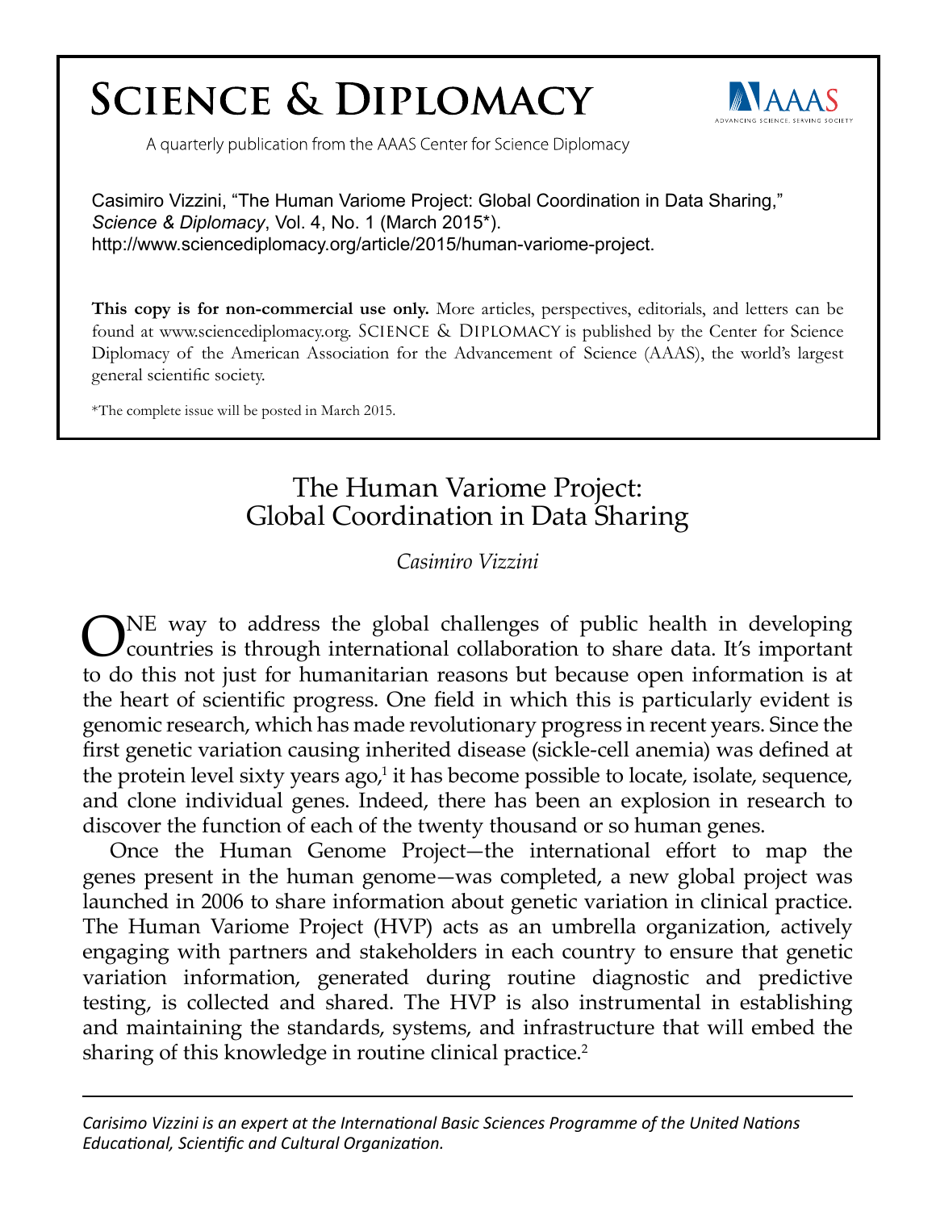# Science & Diplomacy

A quarterly publication from the AAAS Center for Science Diplomacy

Casimiro Vizzini, "The Human Variome Project: Global Coordination in Data Sharing," *Science & Diplomacy*, Vol. 4, No. 1 (March 2015*). http://www.sciencediplomacy.org/article/2015/human-variome-project.

**This copy is for non-commercial use only.** More articles, perspectives, editorials, and letters can be found at www.sciencediplomacy.org. SCIENCE & DIPLOMACY is published by the Center for Science Diplomacy of the American Association for the Advancement of Science (AAAS), the world's largest general scientific society.

*The complete issue will be posted in March 2015.

## The Human Variome Project: Global Coordination in Data Sharing

*Casimiro Vizzini*

ONE way to address the global challenges of public health in developing countries is through international collaboration to share data. It's important to do this not just for humanitarian reasons but because open information is at the heart of scientific progress. One field in which this is particularly evident is genomic research, which has made revolutionary progress in recent years. Since the first genetic variation causing inherited disease (sickle-cell anemia) was defined at the protein level sixty years ago,[1] it has become possible to locate, isolate, sequence, and clone individual genes. Indeed, there has been an explosion in research to discover the function of each of the twenty thousand or so human genes.

Once the Human Genome Project—the international effort to map the genes present in the human genome—was completed, a new global project was launched in 2006 to share information about genetic variation in clinical practice. The Human Variome Project (HVP) acts as an umbrella organization, actively engaging with partners and stakeholders in each country to ensure that genetic variation information, generated during routine diagnostic and predictive testing, is collected and shared. The HVP is also instrumental in establishing and maintaining the standards, systems, and infrastructure that will embed the sharing of this knowledge in routine clinical practice.[2]

---

*Carisimo Vizzini is an expert at the International Basic Sciences Programme of the United Nations Educational, Scientific and Cultural Organization.*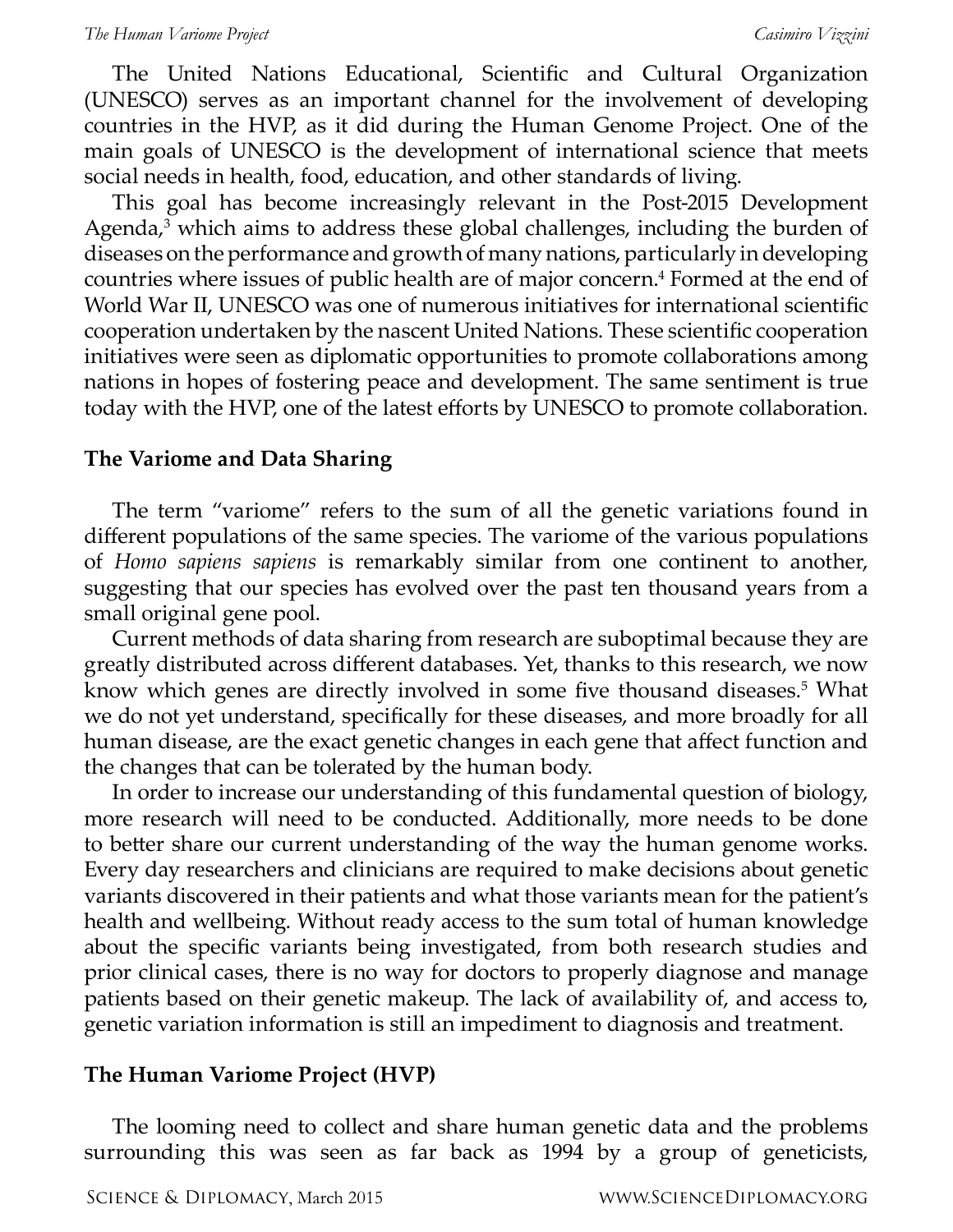The United Nations Educational, Scientific and Cultural Organization (UNESCO) serves as an important channel for the involvement of developing countries in the HVP, as it did during the Human Genome Project. One of the main goals of UNESCO is the development of international science that meets social needs in health, food, education, and other standards of living.

This goal has become increasingly relevant in the Post-2015 Development Agenda,[3] which aims to address these global challenges, including the burden of diseases on the performance and growth of many nations, particularly in developing countries where issues of public health are of major concern.[4] Formed at the end of World War II, UNESCO was one of numerous initiatives for international scientific cooperation undertaken by the nascent United Nations. These scientific cooperation initiatives were seen as diplomatic opportunities to promote collaborations among nations in hopes of fostering peace and development. The same sentiment is true today with the HVP, one of the latest efforts by UNESCO to promote collaboration.

## The Variome and Data Sharing

The term "variome" refers to the sum of all the genetic variations found in different populations of the same species. The variome of the various populations of *Homo sapiens sapiens* is remarkably similar from one continent to another, suggesting that our species has evolved over the past ten thousand years from a small original gene pool.

Current methods of data sharing from research are suboptimal because they are greatly distributed across different databases. Yet, thanks to this research, we now know which genes are directly involved in some five thousand diseases.[5] What we do not yet understand, specifically for these diseases, and more broadly for all human disease, are the exact genetic changes in each gene that affect function and the changes that can be tolerated by the human body.

In order to increase our understanding of this fundamental question of biology, more research will need to be conducted. Additionally, more needs to be done to better share our current understanding of the way the human genome works. Every day researchers and clinicians are required to make decisions about genetic variants discovered in their patients and what those variants mean for the patient's health and wellbeing. Without ready access to the sum total of human knowledge about the specific variants being investigated, from both research studies and prior clinical cases, there is no way for doctors to properly diagnose and manage patients based on their genetic makeup. The lack of availability of, and access to, genetic variation information is still an impediment to diagnosis and treatment.

## The Human Variome Project (HVP)

The looming need to collect and share human genetic data and the problems surrounding this was seen as far back as 1994 by a group of geneticists,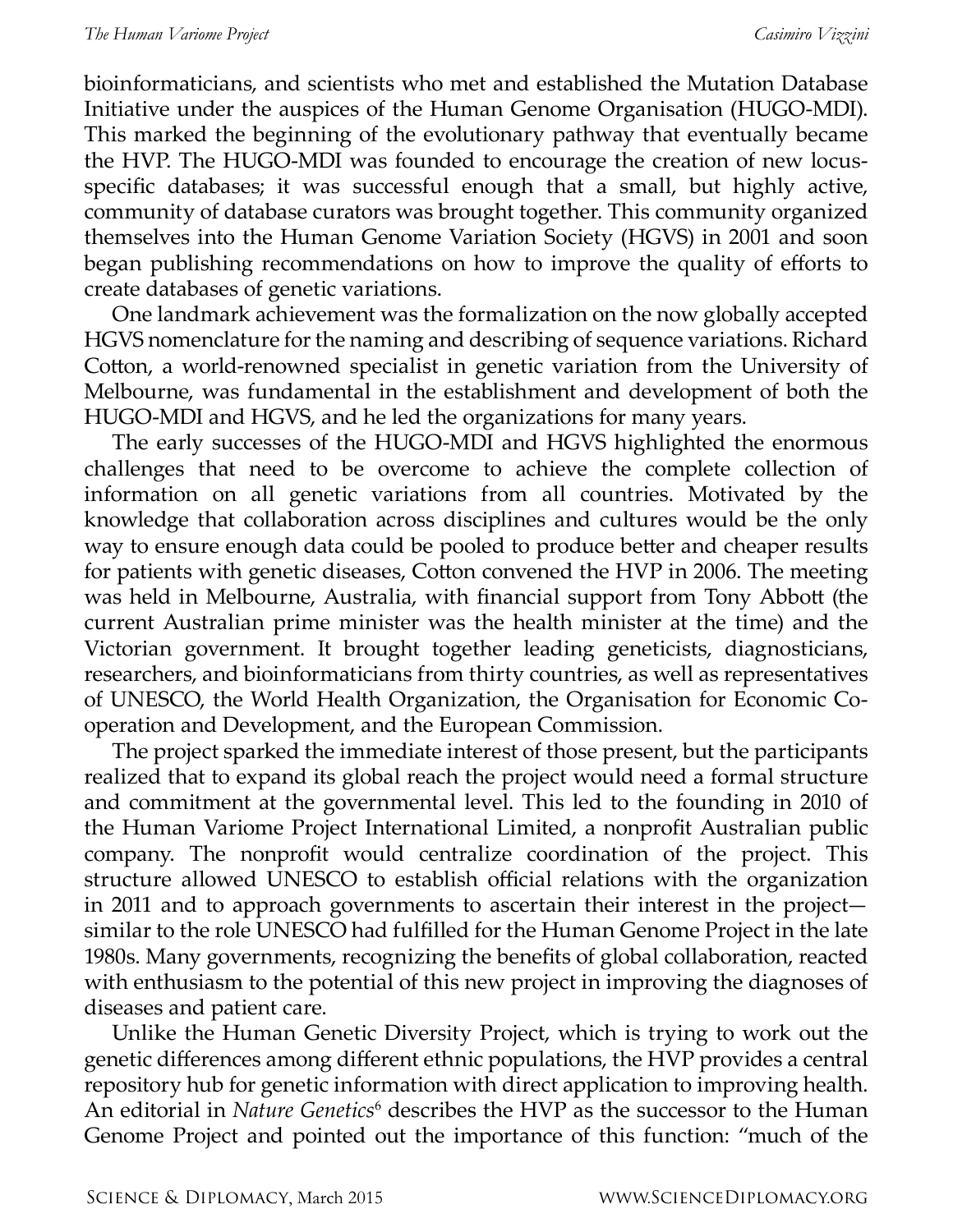bioinformaticians, and scientists who met and established the Mutation Database Initiative under the auspices of the Human Genome Organisation (HUGO-MDI). This marked the beginning of the evolutionary pathway that eventually became the HVP. The HUGO-MDI was founded to encourage the creation of new locus-specific databases; it was successful enough that a small, but highly active, community of database curators was brought together. This community organized themselves into the Human Genome Variation Society (HGVS) in 2001 and soon began publishing recommendations on how to improve the quality of efforts to create databases of genetic variations.

One landmark achievement was the formalization on the now globally accepted HGVS nomenclature for the naming and describing of sequence variations. Richard Cotton, a world-renowned specialist in genetic variation from the University of Melbourne, was fundamental in the establishment and development of both the HUGO-MDI and HGVS, and he led the organizations for many years.

The early successes of the HUGO-MDI and HGVS highlighted the enormous challenges that need to be overcome to achieve the complete collection of information on all genetic variations from all countries. Motivated by the knowledge that collaboration across disciplines and cultures would be the only way to ensure enough data could be pooled to produce better and cheaper results for patients with genetic diseases, Cotton convened the HVP in 2006. The meeting was held in Melbourne, Australia, with financial support from Tony Abbott (the current Australian prime minister was the health minister at the time) and the Victorian government. It brought together leading geneticists, diagnosticians, researchers, and bioinformaticians from thirty countries, as well as representatives of UNESCO, the World Health Organization, the Organisation for Economic Co-operation and Development, and the European Commission.

The project sparked the immediate interest of those present, but the participants realized that to expand its global reach the project would need a formal structure and commitment at the governmental level. This led to the founding in 2010 of the Human Variome Project International Limited, a nonprofit Australian public company. The nonprofit would centralize coordination of the project. This structure allowed UNESCO to establish official relations with the organization in 2011 and to approach governments to ascertain their interest in the project—similar to the role UNESCO had fulfilled for the Human Genome Project in the late 1980s. Many governments, recognizing the benefits of global collaboration, reacted with enthusiasm to the potential of this new project in improving the diagnoses of diseases and patient care.

Unlike the Human Genetic Diversity Project, which is trying to work out the genetic differences among different ethnic populations, the HVP provides a central repository hub for genetic information with direct application to improving health. An editorial in *Nature Genetics*[6] describes the HVP as the successor to the Human Genome Project and pointed out the importance of this function: "much of the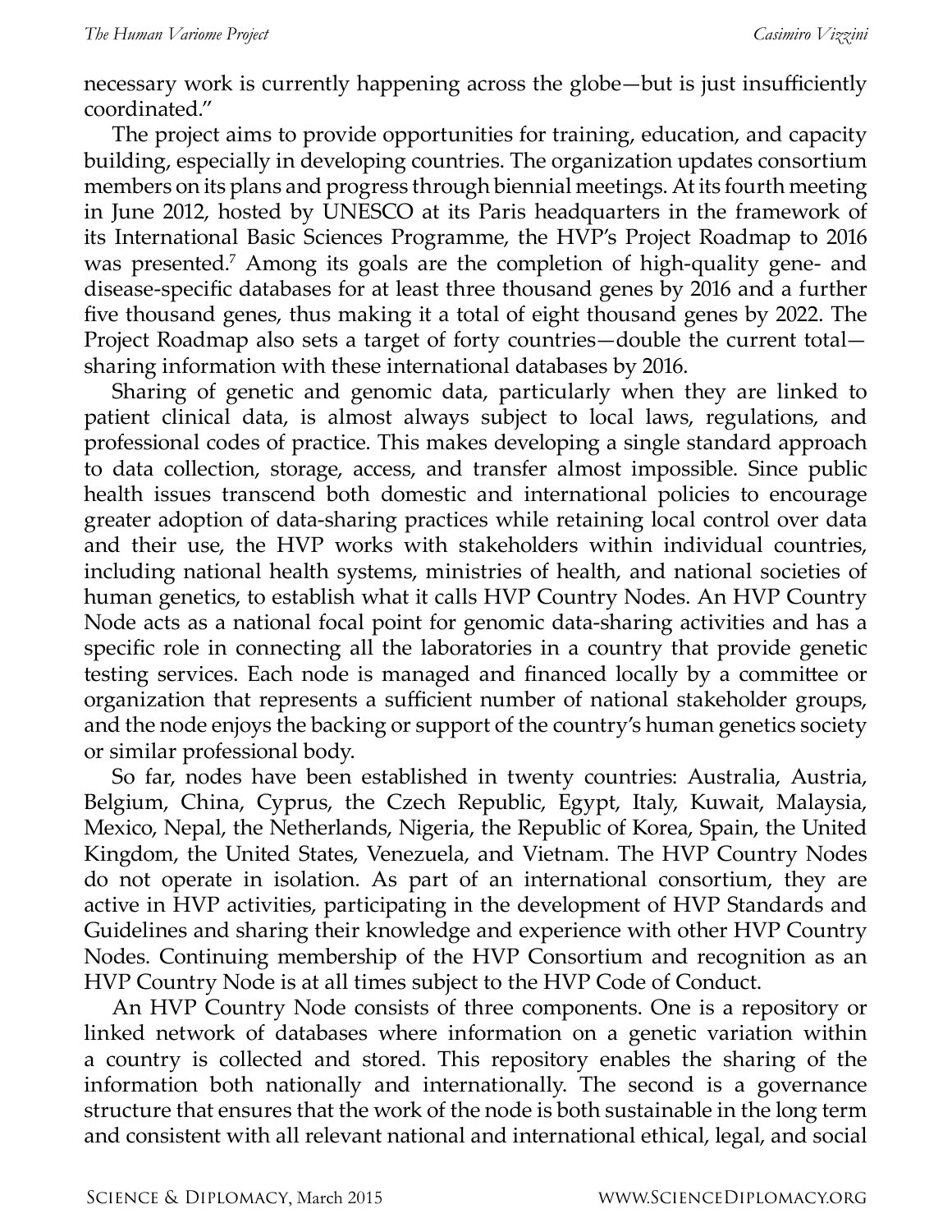necessary work is currently happening across the globe—but is just insufficiently coordinated."

The project aims to provide opportunities for training, education, and capacity building, especially in developing countries. The organization updates consortium members on its plans and progress through biennial meetings. At its fourth meeting in June 2012, hosted by UNESCO at its Paris headquarters in the framework of its International Basic Sciences Programme, the HVP's Project Roadmap to 2016 was presented.[7] Among its goals are the completion of high-quality gene- and disease-specific databases for at least three thousand genes by 2016 and a further five thousand genes, thus making it a total of eight thousand genes by 2022. The Project Roadmap also sets a target of forty countries—double the current total—sharing information with these international databases by 2016.

Sharing of genetic and genomic data, particularly when they are linked to patient clinical data, is almost always subject to local laws, regulations, and professional codes of practice. This makes developing a single standard approach to data collection, storage, access, and transfer almost impossible. Since public health issues transcend both domestic and international policies to encourage greater adoption of data-sharing practices while retaining local control over data and their use, the HVP works with stakeholders within individual countries, including national health systems, ministries of health, and national societies of human genetics, to establish what it calls HVP Country Nodes. An HVP Country Node acts as a national focal point for genomic data-sharing activities and has a specific role in connecting all the laboratories in a country that provide genetic testing services. Each node is managed and financed locally by a committee or organization that represents a sufficient number of national stakeholder groups, and the node enjoys the backing or support of the country's human genetics society or similar professional body.

So far, nodes have been established in twenty countries: Australia, Austria, Belgium, China, Cyprus, the Czech Republic, Egypt, Italy, Kuwait, Malaysia, Mexico, Nepal, the Netherlands, Nigeria, the Republic of Korea, Spain, the United Kingdom, the United States, Venezuela, and Vietnam. The HVP Country Nodes do not operate in isolation. As part of an international consortium, they are active in HVP activities, participating in the development of HVP Standards and Guidelines and sharing their knowledge and experience with other HVP Country Nodes. Continuing membership of the HVP Consortium and recognition as an HVP Country Node is at all times subject to the HVP Code of Conduct.

An HVP Country Node consists of three components. One is a repository or linked network of databases where information on a genetic variation within a country is collected and stored. This repository enables the sharing of the information both nationally and internationally. The second is a governance structure that ensures that the work of the node is both sustainable in the long term and consistent with all relevant national and international ethical, legal, and social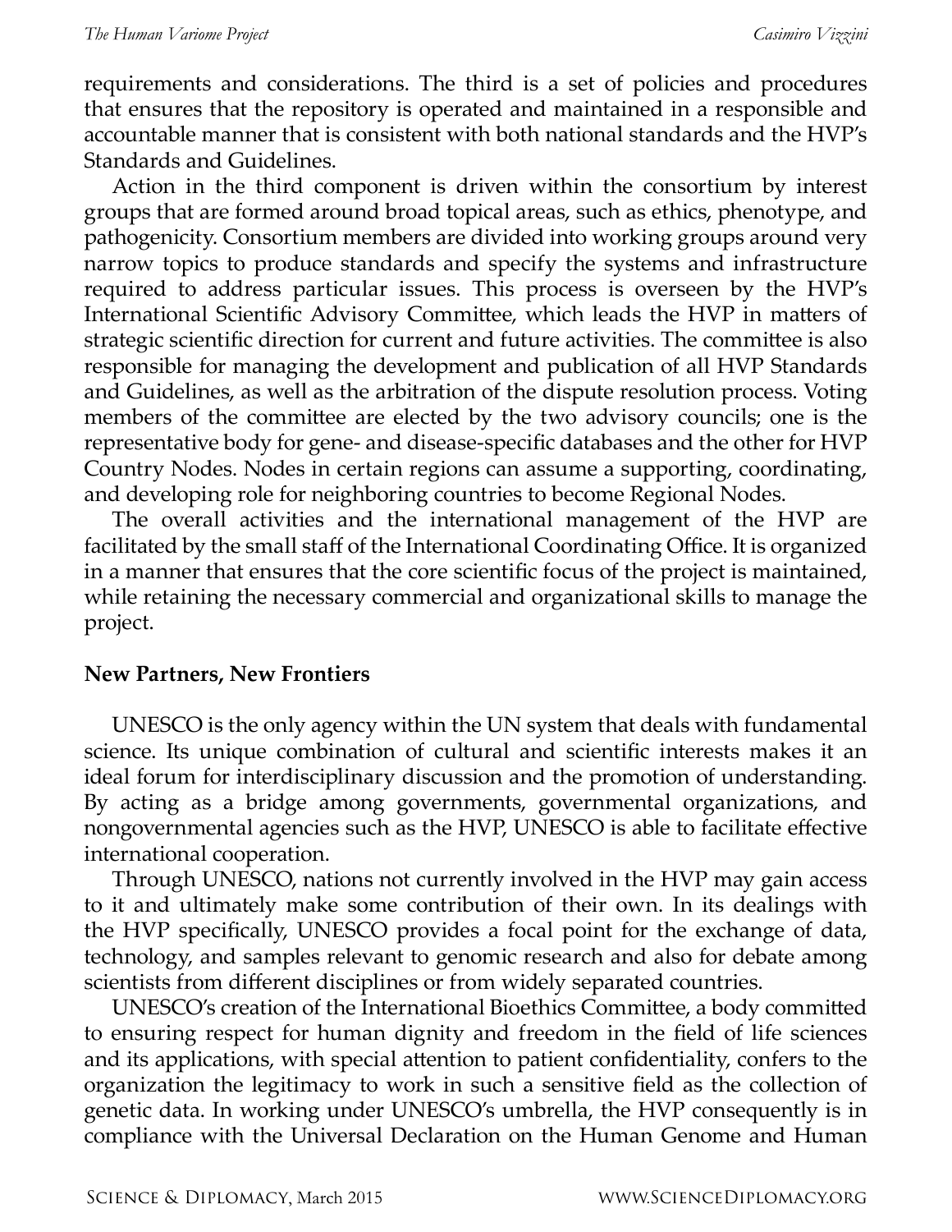requirements and considerations. The third is a set of policies and procedures that ensures that the repository is operated and maintained in a responsible and accountable manner that is consistent with both national standards and the HVP's Standards and Guidelines.

Action in the third component is driven within the consortium by interest groups that are formed around broad topical areas, such as ethics, phenotype, and pathogenicity. Consortium members are divided into working groups around very narrow topics to produce standards and specify the systems and infrastructure required to address particular issues. This process is overseen by the HVP's International Scientific Advisory Committee, which leads the HVP in matters of strategic scientific direction for current and future activities. The committee is also responsible for managing the development and publication of all HVP Standards and Guidelines, as well as the arbitration of the dispute resolution process. Voting members of the committee are elected by the two advisory councils; one is the representative body for gene- and disease-specific databases and the other for HVP Country Nodes. Nodes in certain regions can assume a supporting, coordinating, and developing role for neighboring countries to become Regional Nodes.

The overall activities and the international management of the HVP are facilitated by the small staff of the International Coordinating Office. It is organized in a manner that ensures that the core scientific focus of the project is maintained, while retaining the necessary commercial and organizational skills to manage the project.

## New Partners, New Frontiers

UNESCO is the only agency within the UN system that deals with fundamental science. Its unique combination of cultural and scientific interests makes it an ideal forum for interdisciplinary discussion and the promotion of understanding. By acting as a bridge among governments, governmental organizations, and nongovernmental agencies such as the HVP, UNESCO is able to facilitate effective international cooperation.

Through UNESCO, nations not currently involved in the HVP may gain access to it and ultimately make some contribution of their own. In its dealings with the HVP specifically, UNESCO provides a focal point for the exchange of data, technology, and samples relevant to genomic research and also for debate among scientists from different disciplines or from widely separated countries.

UNESCO's creation of the International Bioethics Committee, a body committed to ensuring respect for human dignity and freedom in the field of life sciences and its applications, with special attention to patient confidentiality, confers to the organization the legitimacy to work in such a sensitive field as the collection of genetic data. In working under UNESCO's umbrella, the HVP consequently is in compliance with the Universal Declaration on the Human Genome and Human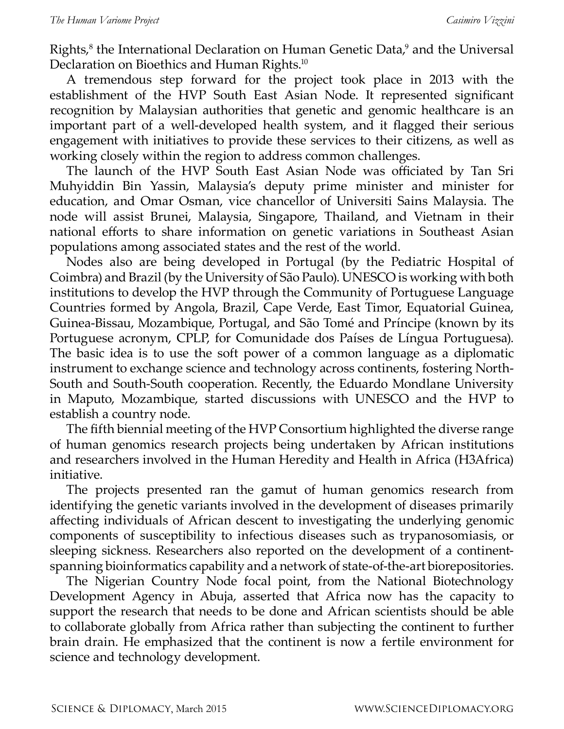Rights,[8] the International Declaration on Human Genetic Data,[9] and the Universal Declaration on Bioethics and Human Rights.[10]

A tremendous step forward for the project took place in 2013 with the establishment of the HVP South East Asian Node. It represented significant recognition by Malaysian authorities that genetic and genomic healthcare is an important part of a well-developed health system, and it flagged their serious engagement with initiatives to provide these services to their citizens, as well as working closely within the region to address common challenges.

The launch of the HVP South East Asian Node was officiated by Tan Sri Muhyiddin Bin Yassin, Malaysia's deputy prime minister and minister for education, and Omar Osman, vice chancellor of Universiti Sains Malaysia. The node will assist Brunei, Malaysia, Singapore, Thailand, and Vietnam in their national efforts to share information on genetic variations in Southeast Asian populations among associated states and the rest of the world.

Nodes also are being developed in Portugal (by the Pediatric Hospital of Coimbra) and Brazil (by the University of São Paulo). UNESCO is working with both institutions to develop the HVP through the Community of Portuguese Language Countries formed by Angola, Brazil, Cape Verde, East Timor, Equatorial Guinea, Guinea-Bissau, Mozambique, Portugal, and São Tomé and Príncipe (known by its Portuguese acronym, CPLP, for Comunidade dos Países de Língua Portuguesa). The basic idea is to use the soft power of a common language as a diplomatic instrument to exchange science and technology across continents, fostering North-South and South-South cooperation. Recently, the Eduardo Mondlane University in Maputo, Mozambique, started discussions with UNESCO and the HVP to establish a country node.

The fifth biennial meeting of the HVP Consortium highlighted the diverse range of human genomics research projects being undertaken by African institutions and researchers involved in the Human Heredity and Health in Africa (H3Africa) initiative.

The projects presented ran the gamut of human genomics research from identifying the genetic variants involved in the development of diseases primarily affecting individuals of African descent to investigating the underlying genomic components of susceptibility to infectious diseases such as trypanosomiasis, or sleeping sickness. Researchers also reported on the development of a continent-spanning bioinformatics capability and a network of state-of-the-art biorepositories.

The Nigerian Country Node focal point, from the National Biotechnology Development Agency in Abuja, asserted that Africa now has the capacity to support the research that needs to be done and African scientists should be able to collaborate globally from Africa rather than subjecting the continent to further brain drain. He emphasized that the continent is now a fertile environment for science and technology development.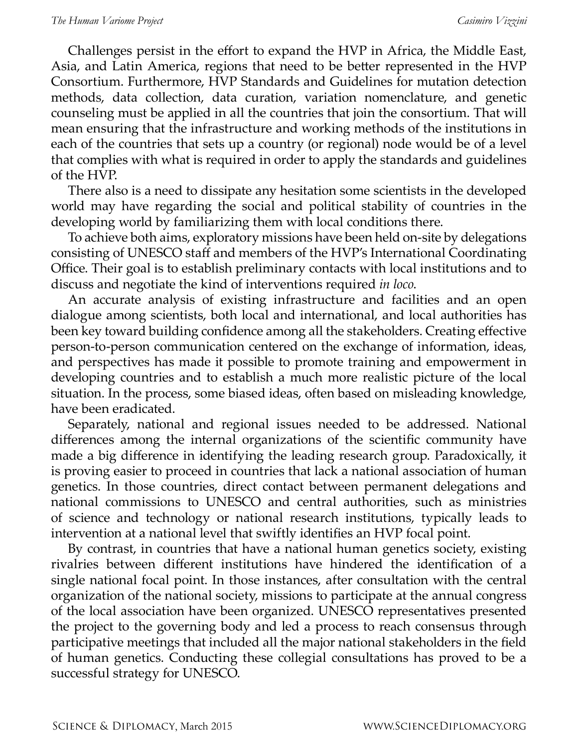Challenges persist in the effort to expand the HVP in Africa, the Middle East, Asia, and Latin America, regions that need to be better represented in the HVP Consortium. Furthermore, HVP Standards and Guidelines for mutation detection methods, data collection, data curation, variation nomenclature, and genetic counseling must be applied in all the countries that join the consortium. That will mean ensuring that the infrastructure and working methods of the institutions in each of the countries that sets up a country (or regional) node would be of a level that complies with what is required in order to apply the standards and guidelines of the HVP.

There also is a need to dissipate any hesitation some scientists in the developed world may have regarding the social and political stability of countries in the developing world by familiarizing them with local conditions there.

To achieve both aims, exploratory missions have been held on-site by delegations consisting of UNESCO staff and members of the HVP's International Coordinating Office. Their goal is to establish preliminary contacts with local institutions and to discuss and negotiate the kind of interventions required *in loco*.

An accurate analysis of existing infrastructure and facilities and an open dialogue among scientists, both local and international, and local authorities has been key toward building confidence among all the stakeholders. Creating effective person-to-person communication centered on the exchange of information, ideas, and perspectives has made it possible to promote training and empowerment in developing countries and to establish a much more realistic picture of the local situation. In the process, some biased ideas, often based on misleading knowledge, have been eradicated.

Separately, national and regional issues needed to be addressed. National differences among the internal organizations of the scientific community have made a big difference in identifying the leading research group. Paradoxically, it is proving easier to proceed in countries that lack a national association of human genetics. In those countries, direct contact between permanent delegations and national commissions to UNESCO and central authorities, such as ministries of science and technology or national research institutions, typically leads to intervention at a national level that swiftly identifies an HVP focal point.

By contrast, in countries that have a national human genetics society, existing rivalries between different institutions have hindered the identification of a single national focal point. In those instances, after consultation with the central organization of the national society, missions to participate at the annual congress of the local association have been organized. UNESCO representatives presented the project to the governing body and led a process to reach consensus through participative meetings that included all the major national stakeholders in the field of human genetics. Conducting these collegial consultations has proved to be a successful strategy for UNESCO.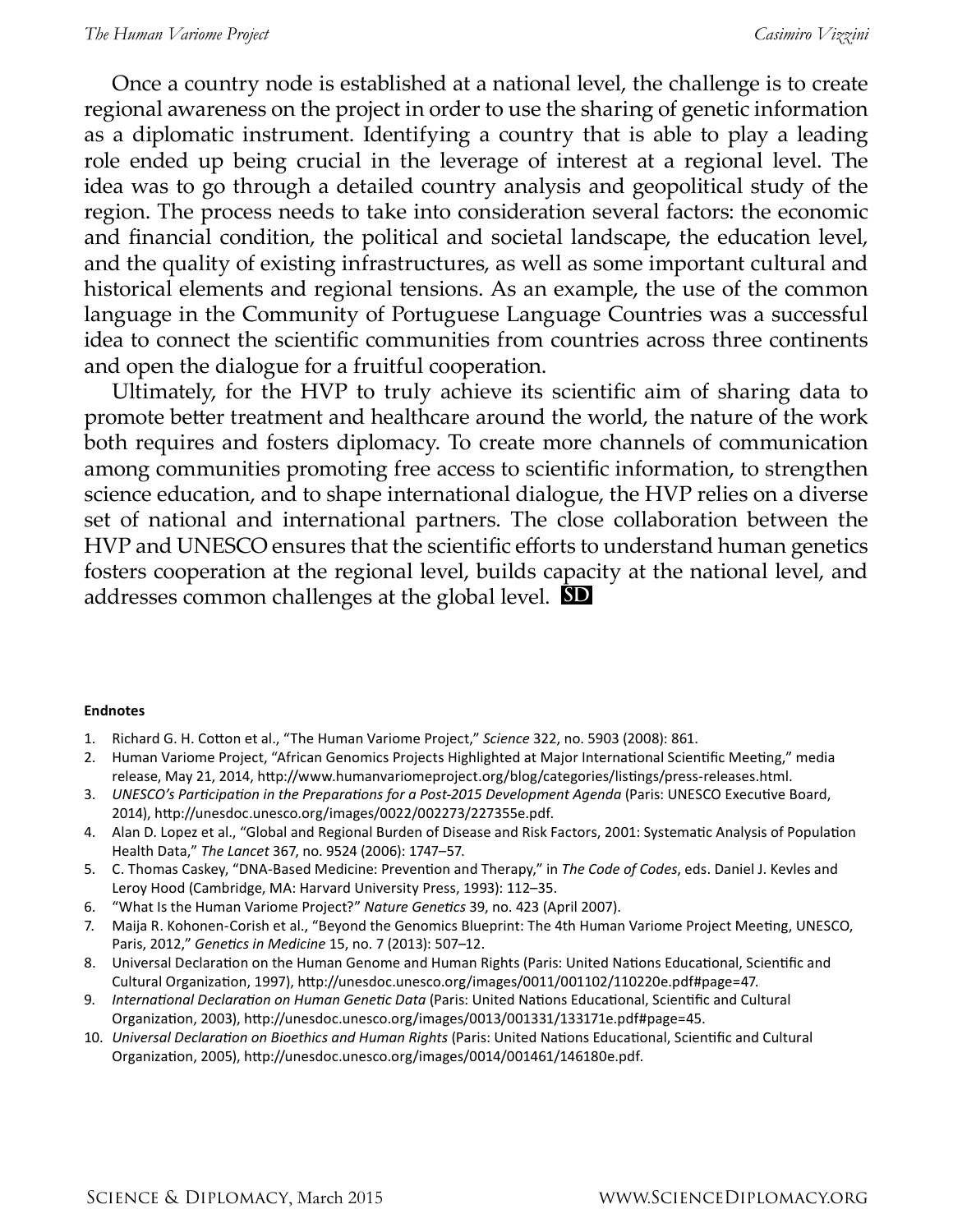Once a country node is established at a national level, the challenge is to create regional awareness on the project in order to use the sharing of genetic information as a diplomatic instrument. Identifying a country that is able to play a leading role ended up being crucial in the leverage of interest at a regional level. The idea was to go through a detailed country analysis and geopolitical study of the region. The process needs to take into consideration several factors: the economic and financial condition, the political and societal landscape, the education level, and the quality of existing infrastructures, as well as some important cultural and historical elements and regional tensions. As an example, the use of the common language in the Community of Portuguese Language Countries was a successful idea to connect the scientific communities from countries across three continents and open the dialogue for a fruitful cooperation.

Ultimately, for the HVP to truly achieve its scientific aim of sharing data to promote better treatment and healthcare around the world, the nature of the work both requires and fosters diplomacy. To create more channels of communication among communities promoting free access to scientific information, to strengthen science education, and to shape international dialogue, the HVP relies on a diverse set of national and international partners. The close collaboration between the HVP and UNESCO ensures that the scientific efforts to understand human genetics fosters cooperation at the regional level, builds capacity at the national level, and addresses common challenges at the global level. **SD**

**Endnotes**

1. Richard G. H. Cotton et al., "The Human Variome Project," *Science* 322, no. 5903 (2008): 861.
2. Human Variome Project, "African Genomics Projects Highlighted at Major International Scientific Meeting," media release, May 21, 2014, http://www.humanvariomeproject.org/blog/categories/listings/press-releases.html.
3. *UNESCO's Participation in the Preparations for a Post-2015 Development Agenda* (Paris: UNESCO Executive Board, 2014), http://unesdoc.unesco.org/images/0022/002273/227355e.pdf.
4. Alan D. Lopez et al., "Global and Regional Burden of Disease and Risk Factors, 2001: Systematic Analysis of Population Health Data," *The Lancet* 367, no. 9524 (2006): 1747–57.
5. C. Thomas Caskey, "DNA-Based Medicine: Prevention and Therapy," in *The Code of Codes*, eds. Daniel J. Kevles and Leroy Hood (Cambridge, MA: Harvard University Press, 1993): 112–35.
6. "What Is the Human Variome Project?" *Nature Genetics* 39, no. 423 (April 2007).
7. Maija R. Kohonen-Corish et al., "Beyond the Genomics Blueprint: The 4th Human Variome Project Meeting, UNESCO, Paris, 2012," *Genetics in Medicine* 15, no. 7 (2013): 507–12.
8. Universal Declaration on the Human Genome and Human Rights (Paris: United Nations Educational, Scientific and Cultural Organization, 1997), http://unesdoc.unesco.org/images/0011/001102/110220e.pdf#page=47.
9. *International Declaration on Human Genetic Data* (Paris: United Nations Educational, Scientific and Cultural Organization, 2003), http://unesdoc.unesco.org/images/0013/001331/133171e.pdf#page=45.
10. *Universal Declaration on Bioethics and Human Rights* (Paris: United Nations Educational, Scientific and Cultural Organization, 2005), http://unesdoc.unesco.org/images/0014/001461/146180e.pdf.